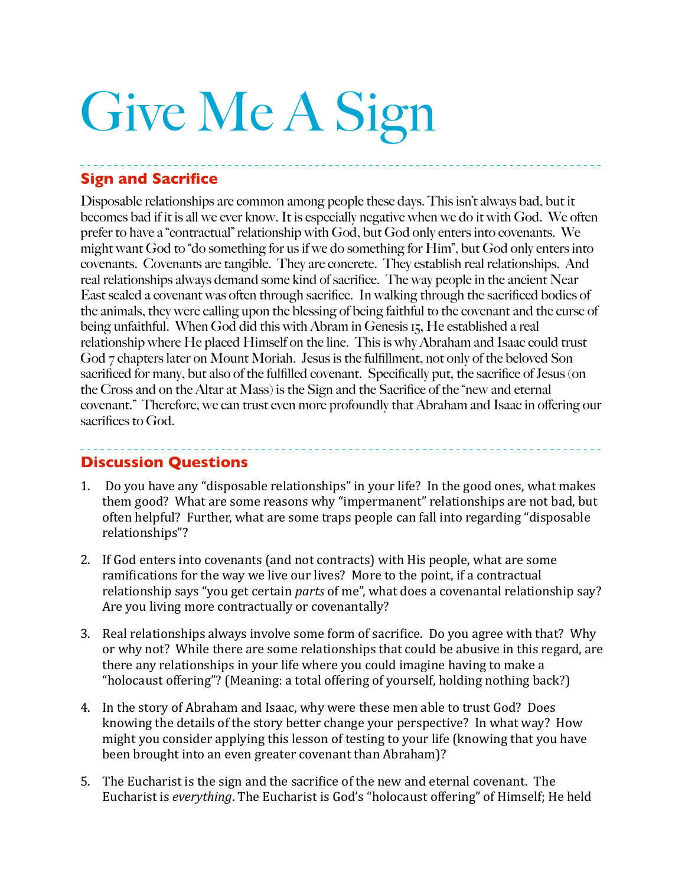# Give Me A Sign

## Sign and Sacrifice

Disposable relationships are common among people these days. This isn't always bad, but it becomes bad if it is all we ever know. It is especially negative when we do it with God. We often prefer to have a "contractual" relationship with God, but God only enters into covenants. We might want God to "do something for us if we do something for Him", but God only enters into covenants. Covenants are tangible. They are concrete. They establish real relationships. And real relationships always demand some kind of sacrifice. The way people in the ancient Near East sealed a covenant was often through sacrifice. In walking through the sacrificed bodies of the animals, they were calling upon the blessing of being faithful to the covenant and the curse of being unfaithful. When God did this with Abram in Genesis 15, He established a real relationship where He placed Himself on the line. This is why Abraham and Isaac could trust God 7 chapters later on Mount Moriah. Jesus is the fulfillment, not only of the beloved Son sacrificed for many, but also of the fulfilled covenant. Specifically put, the sacrifice of Jesus (on the Cross and on the Altar at Mass) is the Sign and the Sacrifice of the "new and eternal covenant." Therefore, we can trust even more profoundly that Abraham and Isaac in offering our sacrifices to God.

## Discussion Questions

1. Do you have any "disposable relationships" in your life? In the good ones, what makes them good? What are some reasons why "impermanent" relationships are not bad, but often helpful? Further, what are some traps people can fall into regarding "disposable relationships"?

2. If God enters into covenants (and not contracts) with His people, what are some ramifications for the way we live our lives? More to the point, if a contractual relationship says "you get certain *parts* of me", what does a covenantal relationship say? Are you living more contractually or covenantally?

3. Real relationships always involve some form of sacrifice. Do you agree with that? Why or why not? While there are some relationships that could be abusive in this regard, are there any relationships in your life where you could imagine having to make a "holocaust offering"? (Meaning: a total offering of yourself, holding nothing back?)

4. In the story of Abraham and Isaac, why were these men able to trust God? Does knowing the details of the story better change your perspective? In what way? How might you consider applying this lesson of testing to your life (knowing that you have been brought into an even greater covenant than Abraham)?

5. The Eucharist is the sign and the sacrifice of the new and eternal covenant. The Eucharist is *everything*. The Eucharist is God's "holocaust offering" of Himself; He held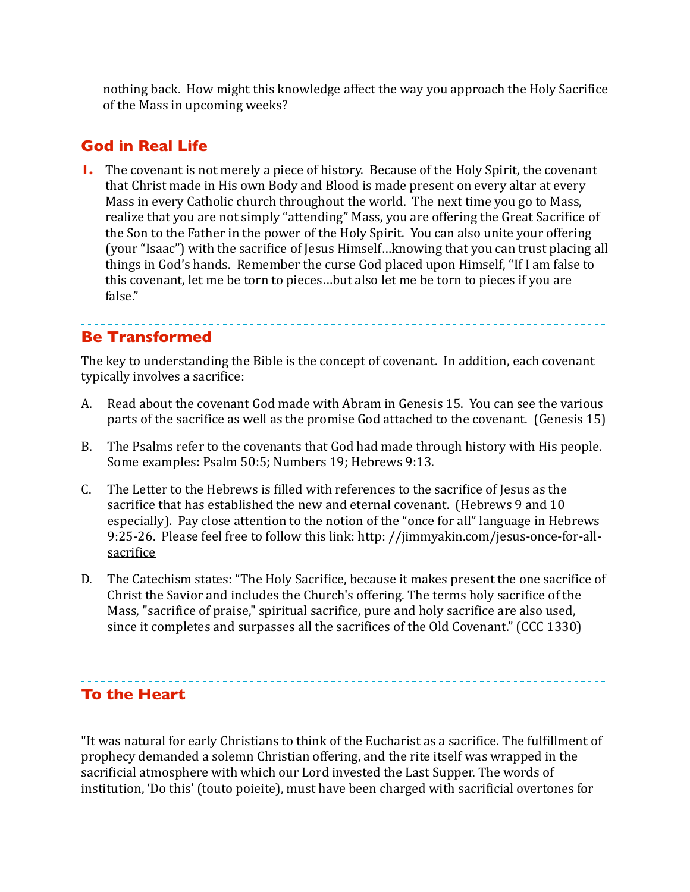nothing back. How might this knowledge affect the way you approach the Holy Sacrifice of the Mass in upcoming weeks?

## God in Real Life

1. The covenant is not merely a piece of history. Because of the Holy Spirit, the covenant that Christ made in His own Body and Blood is made present on every altar at every Mass in every Catholic church throughout the world. The next time you go to Mass, realize that you are not simply "attending" Mass, you are offering the Great Sacrifice of the Son to the Father in the power of the Holy Spirit. You can also unite your offering (your "Isaac") with the sacrifice of Jesus Himself…knowing that you can trust placing all things in God's hands. Remember the curse God placed upon Himself, "If I am false to this covenant, let me be torn to pieces…but also let me be torn to pieces if you are false."

## Be Transformed

The key to understanding the Bible is the concept of covenant. In addition, each covenant typically involves a sacrifice:

A. Read about the covenant God made with Abram in Genesis 15. You can see the various parts of the sacrifice as well as the promise God attached to the covenant. (Genesis 15)

B. The Psalms refer to the covenants that God had made through history with His people. Some examples: Psalm 50:5; Numbers 19; Hebrews 9:13.

C. The Letter to the Hebrews is filled with references to the sacrifice of Jesus as the sacrifice that has established the new and eternal covenant. (Hebrews 9 and 10 especially). Pay close attention to the notion of the "once for all" language in Hebrews 9:25-26. Please feel free to follow this link: http: //jimmyakin.com/jesus-once-for-all-sacrifice

D. The Catechism states: "The Holy Sacrifice, because it makes present the one sacrifice of Christ the Savior and includes the Church's offering. The terms holy sacrifice of the Mass, "sacrifice of praise," spiritual sacrifice, pure and holy sacrifice are also used, since it completes and surpasses all the sacrifices of the Old Covenant." (CCC 1330)

## To the Heart

"It was natural for early Christians to think of the Eucharist as a sacrifice. The fulfillment of prophecy demanded a solemn Christian offering, and the rite itself was wrapped in the sacrificial atmosphere with which our Lord invested the Last Supper. The words of institution, 'Do this' (touto poieite), must have been charged with sacrificial overtones for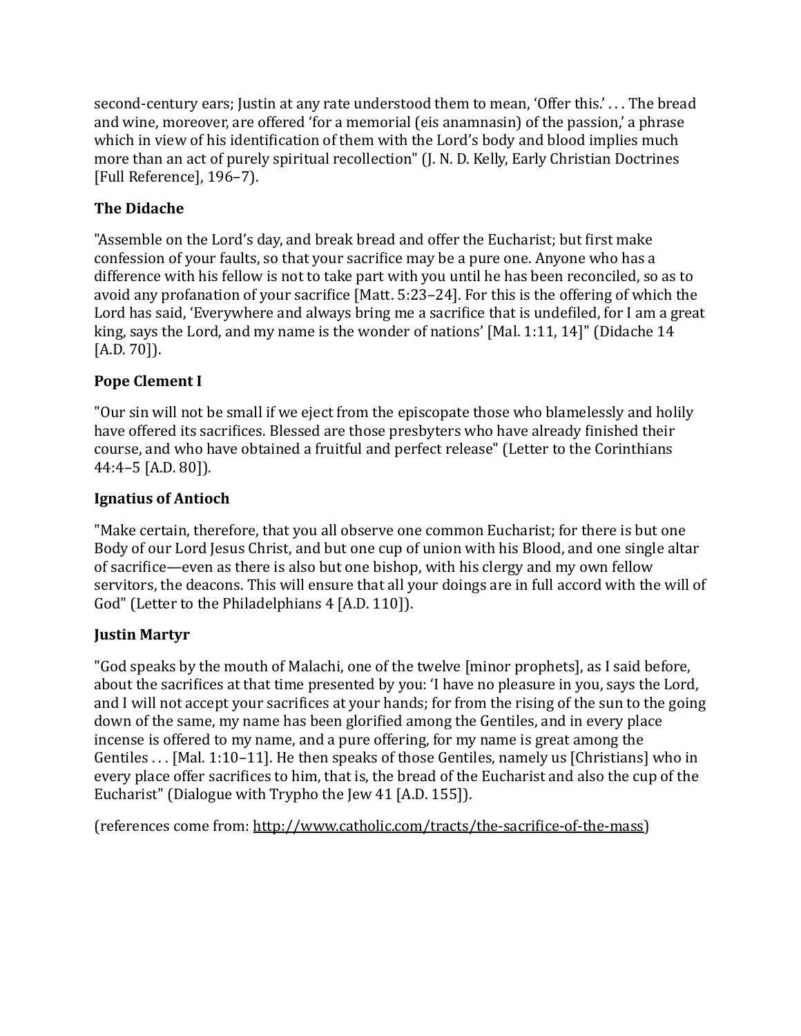second-century ears; Justin at any rate understood them to mean, 'Offer this.' . . . The bread and wine, moreover, are offered 'for a memorial (eis anamnasin) of the passion,' a phrase which in view of his identification of them with the Lord's body and blood implies much more than an act of purely spiritual recollection" (J. N. D. Kelly, Early Christian Doctrines [Full Reference], 196–7).

**The Didache**

"Assemble on the Lord's day, and break bread and offer the Eucharist; but first make confession of your faults, so that your sacrifice may be a pure one. Anyone who has a difference with his fellow is not to take part with you until he has been reconciled, so as to avoid any profanation of your sacrifice [Matt. 5:23–24]. For this is the offering of which the Lord has said, 'Everywhere and always bring me a sacrifice that is undefiled, for I am a great king, says the Lord, and my name is the wonder of nations' [Mal. 1:11, 14]" (Didache 14 [A.D. 70]).

**Pope Clement I**

"Our sin will not be small if we eject from the episcopate those who blamelessly and holily have offered its sacrifices. Blessed are those presbyters who have already finished their course, and who have obtained a fruitful and perfect release" (Letter to the Corinthians 44:4–5 [A.D. 80]).

**Ignatius of Antioch**

"Make certain, therefore, that you all observe one common Eucharist; for there is but one Body of our Lord Jesus Christ, and but one cup of union with his Blood, and one single altar of sacrifice—even as there is also but one bishop, with his clergy and my own fellow servitors, the deacons. This will ensure that all your doings are in full accord with the will of God" (Letter to the Philadelphians 4 [A.D. 110]).

**Justin Martyr**

"God speaks by the mouth of Malachi, one of the twelve [minor prophets], as I said before, about the sacrifices at that time presented by you: 'I have no pleasure in you, says the Lord, and I will not accept your sacrifices at your hands; for from the rising of the sun to the going down of the same, my name has been glorified among the Gentiles, and in every place incense is offered to my name, and a pure offering, for my name is great among the Gentiles . . . [Mal. 1:10–11]. He then speaks of those Gentiles, namely us [Christians] who in every place offer sacrifices to him, that is, the bread of the Eucharist and also the cup of the Eucharist" (Dialogue with Trypho the Jew 41 [A.D. 155]).

(references come from: http://www.catholic.com/tracts/the-sacrifice-of-the-mass)